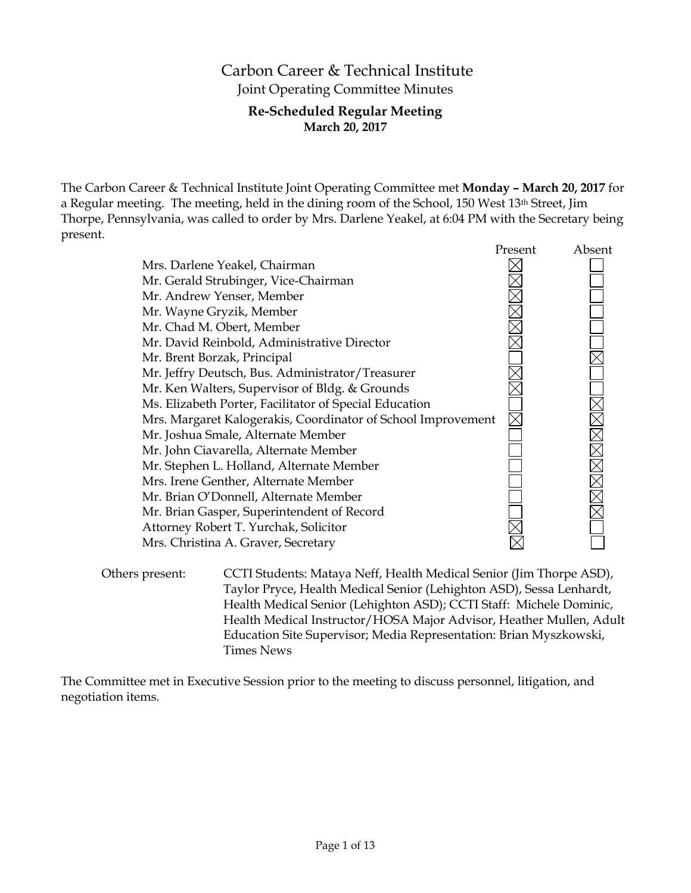# Carbon Career & Technical Institute

## Joint Operating Committee Minutes

### Re-Scheduled Regular Meeting
**March 20, 2017**

The Carbon Career & Technical Institute Joint Operating Committee met **Monday – March 20, 2017** for a Regular meeting. The meeting, held in the dining room of the School, 150 West 13th Street, Jim Thorpe, Pennsylvania, was called to order by Mrs. Darlene Yeakel, at 6:04 PM with the Secretary being present.

| | Present | Absent |
|---|---|---|
| Mrs. Darlene Yeakel, Chairman | ☒ | ☐ |
| Mr. Gerald Strubinger, Vice-Chairman | ☒ | ☐ |
| Mr. Andrew Yenser, Member | ☒ | ☐ |
| Mr. Wayne Gryzik, Member | ☒ | ☐ |
| Mr. Chad M. Obert, Member | ☒ | ☐ |
| Mr. David Reinbold, Administrative Director | ☒ | ☐ |
| Mr. Brent Borzak, Principal | ☐ | ☒ |
| Mr. Jeffry Deutsch, Bus. Administrator/Treasurer | ☒ | ☐ |
| Mr. Ken Walters, Supervisor of Bldg. & Grounds | ☒ | ☐ |
| Ms. Elizabeth Porter, Facilitator of Special Education | ☐ | ☒ |
| Mrs. Margaret Kalogerakis, Coordinator of School Improvement | ☒ | ☒ |
| Mr. Joshua Smale, Alternate Member | ☐ | ☒ |
| Mr. John Ciavarella, Alternate Member | ☐ | ☒ |
| Mr. Stephen L. Holland, Alternate Member | ☐ | ☒ |
| Mrs. Irene Genther, Alternate Member | ☐ | ☒ |
| Mr. Brian O'Donnell, Alternate Member | ☐ | ☒ |
| Mr. Brian Gasper, Superintendent of Record | ☐ | ☒ |
| Attorney Robert T. Yurchak, Solicitor | ☒ | ☐ |
| Mrs. Christina A. Graver, Secretary | ☒ | ☐ |

Others present: CCTI Students: Mataya Neff, Health Medical Senior (Jim Thorpe ASD), Taylor Pryce, Health Medical Senior (Lehighton ASD), Sessa Lenhardt, Health Medical Senior (Lehighton ASD); CCTI Staff: Michele Dominic, Health Medical Instructor/HOSA Major Advisor, Heather Mullen, Adult Education Site Supervisor; Media Representation: Brian Myszkowski, Times News

The Committee met in Executive Session prior to the meeting to discuss personnel, litigation, and negotiation items.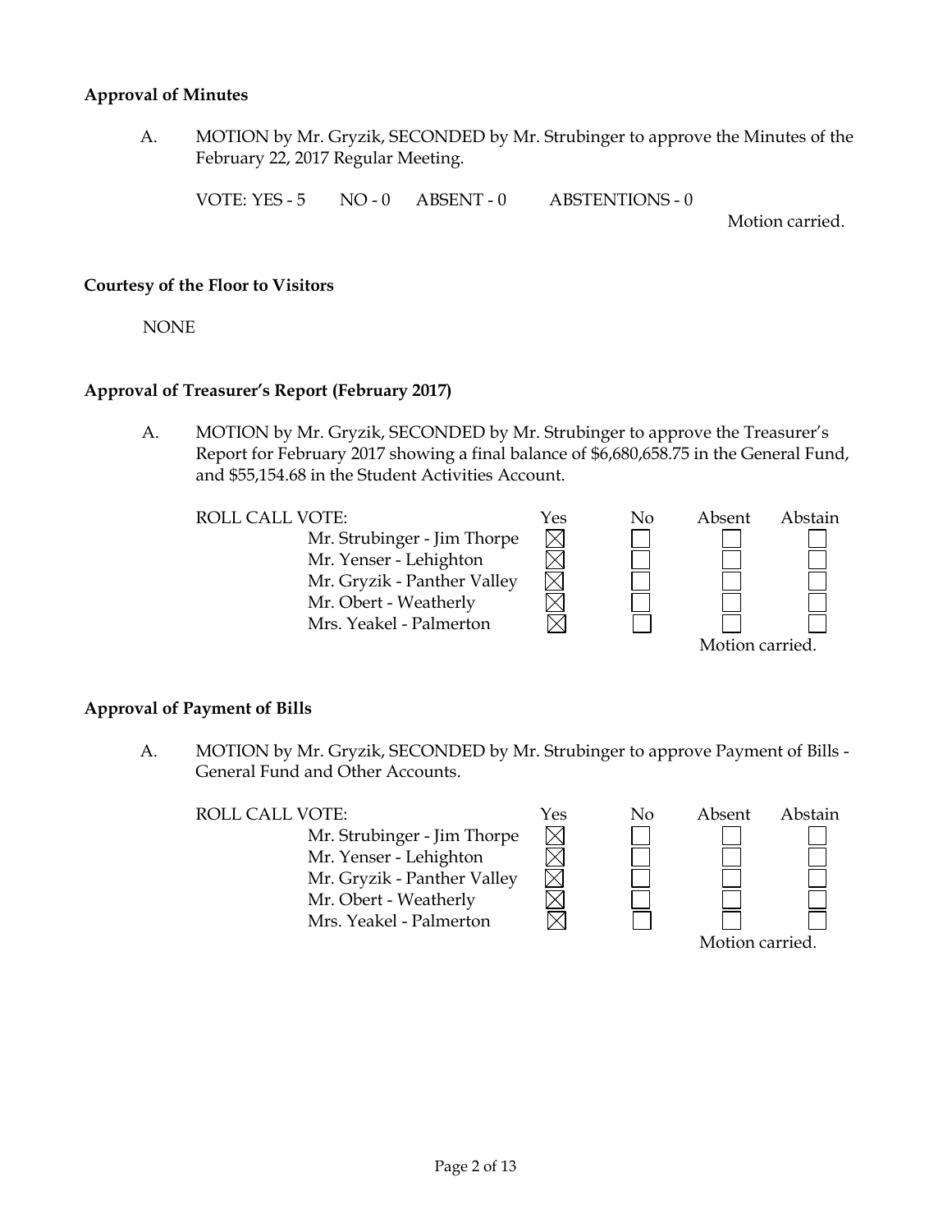**Approval of Minutes**

A. MOTION by Mr. Gryzik, SECONDED by Mr. Strubinger to approve the Minutes of the February 22, 2017 Regular Meeting.

VOTE: YES - 5 NO - 0 ABSENT - 0 ABSTENTIONS - 0

Motion carried.

**Courtesy of the Floor to Visitors**

NONE

**Approval of Treasurer's Report (February 2017)**

A. MOTION by Mr. Gryzik, SECONDED by Mr. Strubinger to approve the Treasurer's Report for February 2017 showing a final balance of $6,680,658.75 in the General Fund, and $55,154.68 in the Student Activities Account.

| ROLL CALL VOTE: | Yes | No | Absent | Abstain |
|---|---|---|---|---|
| Mr. Strubinger - Jim Thorpe | ☒ | ☐ | ☐ | ☐ |
| Mr. Yenser - Lehighton | ☒ | ☐ | ☐ | ☐ |
| Mr. Gryzik - Panther Valley | ☒ | ☐ | ☐ | ☐ |
| Mr. Obert - Weatherly | ☒ | ☐ | ☐ | ☐ |
| Mrs. Yeakel - Palmerton | ☒ | ☐ | ☐ | ☐ |

Motion carried.

**Approval of Payment of Bills**

A. MOTION by Mr. Gryzik, SECONDED by Mr. Strubinger to approve Payment of Bills - General Fund and Other Accounts.

| ROLL CALL VOTE: | Yes | No | Absent | Abstain |
|---|---|---|---|---|
| Mr. Strubinger - Jim Thorpe | ☒ | ☐ | ☐ | ☐ |
| Mr. Yenser - Lehighton | ☒ | ☐ | ☐ | ☐ |
| Mr. Gryzik - Panther Valley | ☒ | ☐ | ☐ | ☐ |
| Mr. Obert - Weatherly | ☒ | ☐ | ☐ | ☐ |
| Mrs. Yeakel - Palmerton | ☒ | ☐ | ☐ | ☐ |

Motion carried.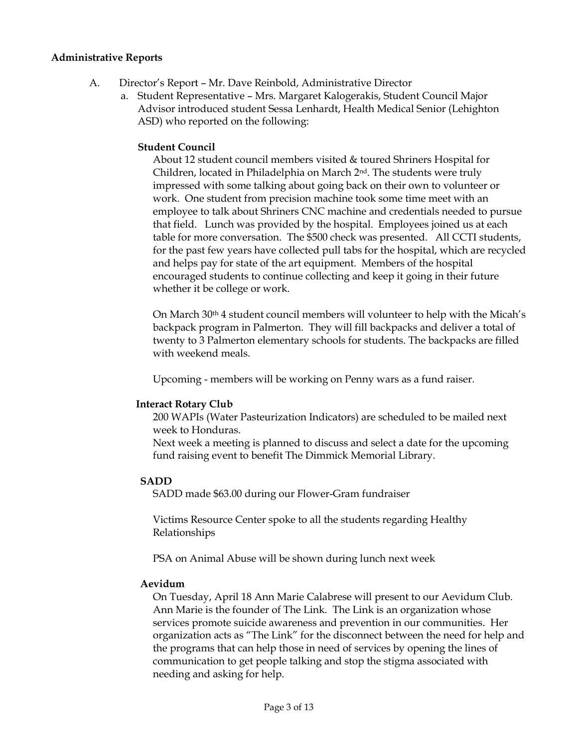**Administrative Reports**

A. Director's Report – Mr. Dave Reinbold, Administrative Director

a. Student Representative – Mrs. Margaret Kalogerakis, Student Council Major Advisor introduced student Sessa Lenhardt, Health Medical Senior (Lehighton ASD) who reported on the following:

**Student Council**

About 12 student council members visited & toured Shriners Hospital for Children, located in Philadelphia on March 2nd. The students were truly impressed with some talking about going back on their own to volunteer or work. One student from precision machine took some time meet with an employee to talk about Shriners CNC machine and credentials needed to pursue that field. Lunch was provided by the hospital. Employees joined us at each table for more conversation. The $500 check was presented. All CCTI students, for the past few years have collected pull tabs for the hospital, which are recycled and helps pay for state of the art equipment. Members of the hospital encouraged students to continue collecting and keep it going in their future whether it be college or work.

On March 30th 4 student council members will volunteer to help with the Micah's backpack program in Palmerton. They will fill backpacks and deliver a total of twenty to 3 Palmerton elementary schools for students. The backpacks are filled with weekend meals.

Upcoming - members will be working on Penny wars as a fund raiser.

**Interact Rotary Club**

200 WAPIs (Water Pasteurization Indicators) are scheduled to be mailed next week to Honduras.

Next week a meeting is planned to discuss and select a date for the upcoming fund raising event to benefit The Dimmick Memorial Library.

**SADD**

SADD made $63.00 during our Flower-Gram fundraiser

Victims Resource Center spoke to all the students regarding Healthy Relationships

PSA on Animal Abuse will be shown during lunch next week

**Aevidum**

On Tuesday, April 18 Ann Marie Calabrese will present to our Aevidum Club. Ann Marie is the founder of The Link. The Link is an organization whose services promote suicide awareness and prevention in our communities. Her organization acts as "The Link" for the disconnect between the need for help and the programs that can help those in need of services by opening the lines of communication to get people talking and stop the stigma associated with needing and asking for help.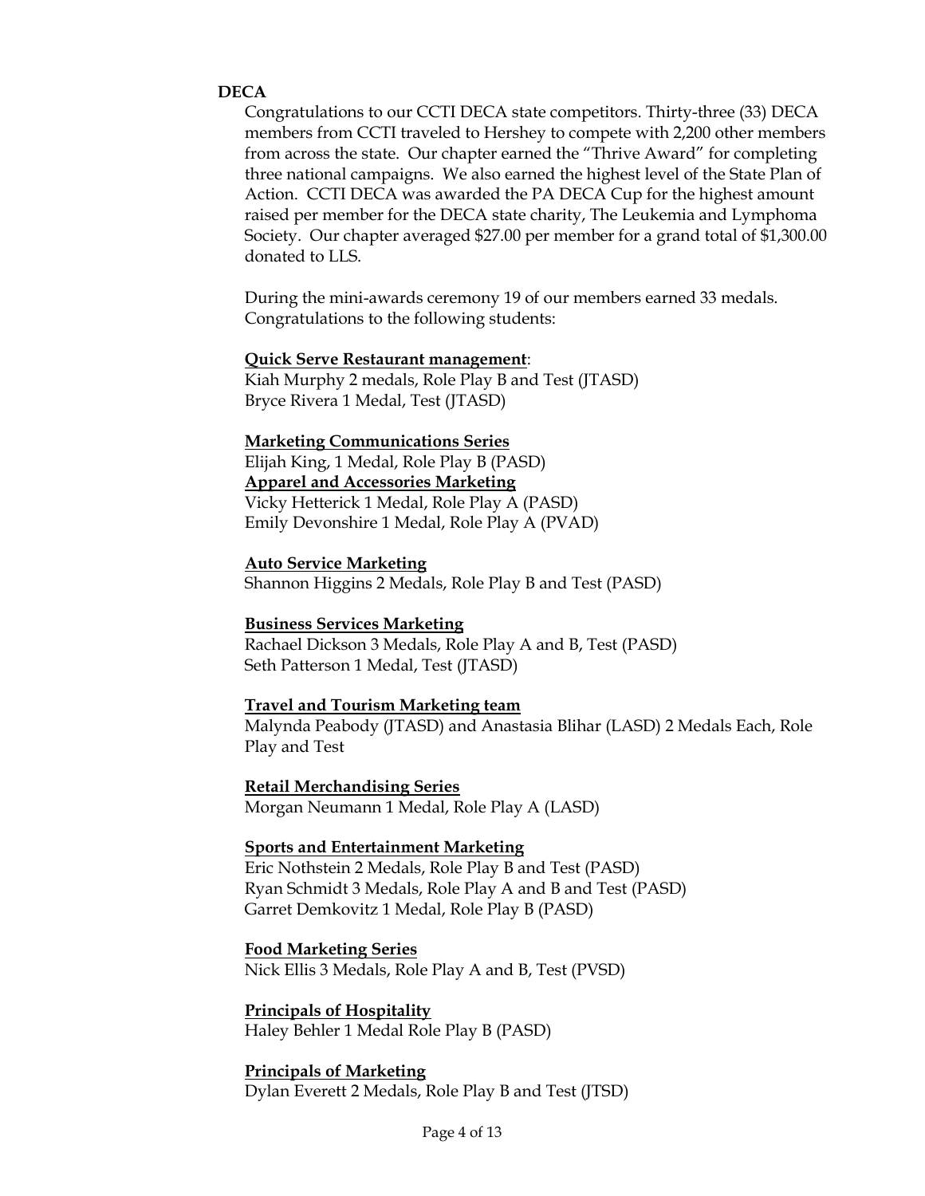**DECA**

Congratulations to our CCTI DECA state competitors. Thirty-three (33) DECA members from CCTI traveled to Hershey to compete with 2,200 other members from across the state. Our chapter earned the "Thrive Award" for completing three national campaigns. We also earned the highest level of the State Plan of Action. CCTI DECA was awarded the PA DECA Cup for the highest amount raised per member for the DECA state charity, The Leukemia and Lymphoma Society. Our chapter averaged $27.00 per member for a grand total of $1,300.00 donated to LLS.

During the mini-awards ceremony 19 of our members earned 33 medals. Congratulations to the following students:

<u>**Quick Serve Restaurant management**</u>:
Kiah Murphy 2 medals, Role Play B and Test (JTASD)
Bryce Rivera 1 Medal, Test (JTASD)

<u>**Marketing Communications Series**</u>
Elijah King, 1 Medal, Role Play B (PASD)

<u>**Apparel and Accessories Marketing**</u>
Vicky Hetterick 1 Medal, Role Play A (PASD)
Emily Devonshire 1 Medal, Role Play A (PVAD)

<u>**Auto Service Marketing**</u>
Shannon Higgins 2 Medals, Role Play B and Test (PASD)

<u>**Business Services Marketing**</u>
Rachael Dickson 3 Medals, Role Play A and B, Test (PASD)
Seth Patterson 1 Medal, Test (JTASD)

<u>**Travel and Tourism Marketing team**</u>
Malynda Peabody (JTASD) and Anastasia Blihar (LASD) 2 Medals Each, Role Play and Test

<u>**Retail Merchandising Series**</u>
Morgan Neumann 1 Medal, Role Play A (LASD)

<u>**Sports and Entertainment Marketing**</u>
Eric Nothstein 2 Medals, Role Play B and Test (PASD)
Ryan Schmidt 3 Medals, Role Play A and B and Test (PASD)
Garret Demkovitz 1 Medal, Role Play B (PASD)

<u>**Food Marketing Series**</u>
Nick Ellis 3 Medals, Role Play A and B, Test (PVSD)

<u>**Principals of Hospitality**</u>
Haley Behler 1 Medal Role Play B (PASD)

<u>**Principals of Marketing**</u>
Dylan Everett 2 Medals, Role Play B and Test (JTSD)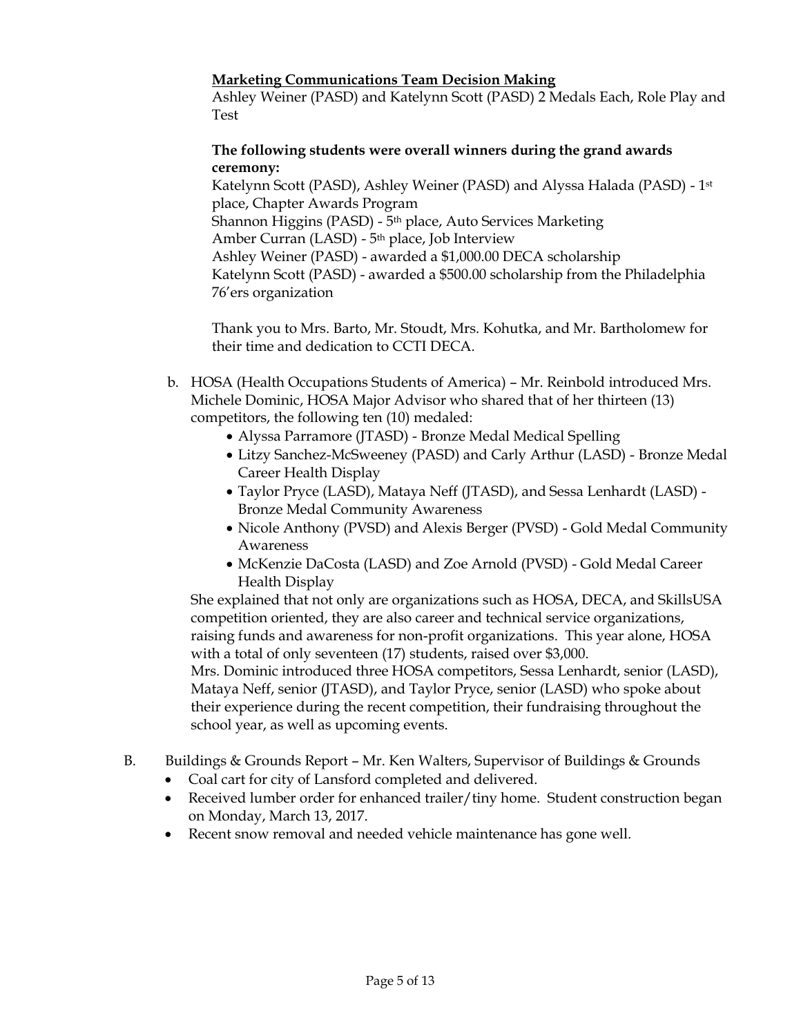**Marketing Communications Team Decision Making**
Ashley Weiner (PASD) and Katelynn Scott (PASD) 2 Medals Each, Role Play and Test

**The following students were overall winners during the grand awards ceremony:**
Katelynn Scott (PASD), Ashley Weiner (PASD) and Alyssa Halada (PASD) - 1st place, Chapter Awards Program
Shannon Higgins (PASD) - 5th place, Auto Services Marketing
Amber Curran (LASD) - 5th place, Job Interview
Ashley Weiner (PASD) - awarded a $1,000.00 DECA scholarship
Katelynn Scott (PASD) - awarded a $500.00 scholarship from the Philadelphia 76'ers organization

Thank you to Mrs. Barto, Mr. Stoudt, Mrs. Kohutka, and Mr. Bartholomew for their time and dedication to CCTI DECA.

b. HOSA (Health Occupations Students of America) – Mr. Reinbold introduced Mrs. Michele Dominic, HOSA Major Advisor who shared that of her thirteen (13) competitors, the following ten (10) medaled:
   - Alyssa Parramore (JTASD) - Bronze Medal Medical Spelling
   - Litzy Sanchez-McSweeney (PASD) and Carly Arthur (LASD) - Bronze Medal Career Health Display
   - Taylor Pryce (LASD), Mataya Neff (JTASD), and Sessa Lenhardt (LASD) - Bronze Medal Community Awareness
   - Nicole Anthony (PVSD) and Alexis Berger (PVSD) - Gold Medal Community Awareness
   - McKenzie DaCosta (LASD) and Zoe Arnold (PVSD) - Gold Medal Career Health Display

   She explained that not only are organizations such as HOSA, DECA, and SkillsUSA competition oriented, they are also career and technical service organizations, raising funds and awareness for non-profit organizations. This year alone, HOSA with a total of only seventeen (17) students, raised over $3,000.
   Mrs. Dominic introduced three HOSA competitors, Sessa Lenhardt, senior (LASD), Mataya Neff, senior (JTASD), and Taylor Pryce, senior (LASD) who spoke about their experience during the recent competition, their fundraising throughout the school year, as well as upcoming events.

B. Buildings & Grounds Report – Mr. Ken Walters, Supervisor of Buildings & Grounds
   - Coal cart for city of Lansford completed and delivered.
   - Received lumber order for enhanced trailer/tiny home. Student construction began on Monday, March 13, 2017.
   - Recent snow removal and needed vehicle maintenance has gone well.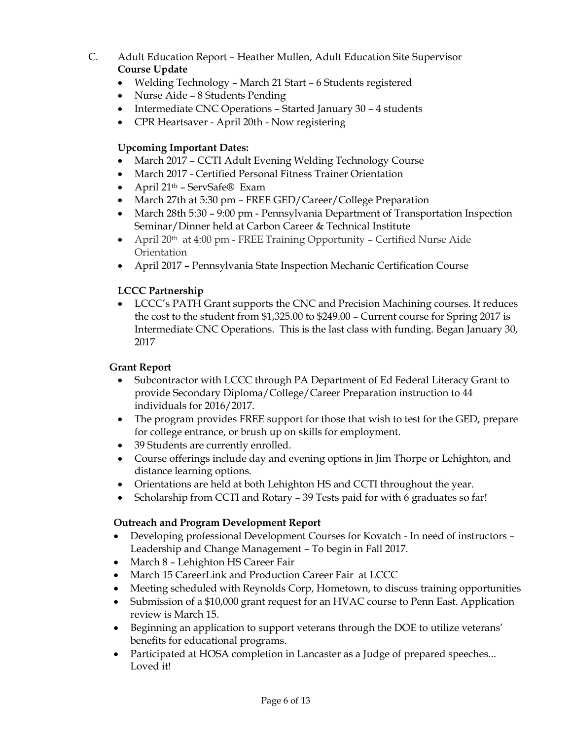C. Adult Education Report – Heather Mullen, Adult Education Site Supervisor

**Course Update**

- Welding Technology – March 21 Start – 6 Students registered
- Nurse Aide – 8 Students Pending
- Intermediate CNC Operations – Started January 30 – 4 students
- CPR Heartsaver - April 20th - Now registering

**Upcoming Important Dates:**

- March 2017 – CCTI Adult Evening Welding Technology Course
- March 2017 - Certified Personal Fitness Trainer Orientation
- April 21th – ServSafe® Exam
- March 27th at 5:30 pm – FREE GED/Career/College Preparation
- March 28th 5:30 – 9:00 pm - Pennsylvania Department of Transportation Inspection Seminar/Dinner held at Carbon Career & Technical Institute
- April 20th at 4:00 pm - FREE Training Opportunity – Certified Nurse Aide Orientation
- April 2017 **–** Pennsylvania State Inspection Mechanic Certification Course

**LCCC Partnership**

- LCCC's PATH Grant supports the CNC and Precision Machining courses. It reduces the cost to the student from $1,325.00 to $249.00 – Current course for Spring 2017 is Intermediate CNC Operations. This is the last class with funding. Began January 30, 2017

**Grant Report**

- Subcontractor with LCCC through PA Department of Ed Federal Literacy Grant to provide Secondary Diploma/College/Career Preparation instruction to 44 individuals for 2016/2017.
- The program provides FREE support for those that wish to test for the GED, prepare for college entrance, or brush up on skills for employment.
- 39 Students are currently enrolled.
- Course offerings include day and evening options in Jim Thorpe or Lehighton, and distance learning options.
- Orientations are held at both Lehighton HS and CCTI throughout the year.
- Scholarship from CCTI and Rotary – 39 Tests paid for with 6 graduates so far!

**Outreach and Program Development Report**

- Developing professional Development Courses for Kovatch - In need of instructors – Leadership and Change Management – To begin in Fall 2017.
- March 8 – Lehighton HS Career Fair
- March 15 CareerLink and Production Career Fair at LCCC
- Meeting scheduled with Reynolds Corp, Hometown, to discuss training opportunities
- Submission of a $10,000 grant request for an HVAC course to Penn East. Application review is March 15.
- Beginning an application to support veterans through the DOE to utilize veterans' benefits for educational programs.
- Participated at HOSA completion in Lancaster as a Judge of prepared speeches... Loved it!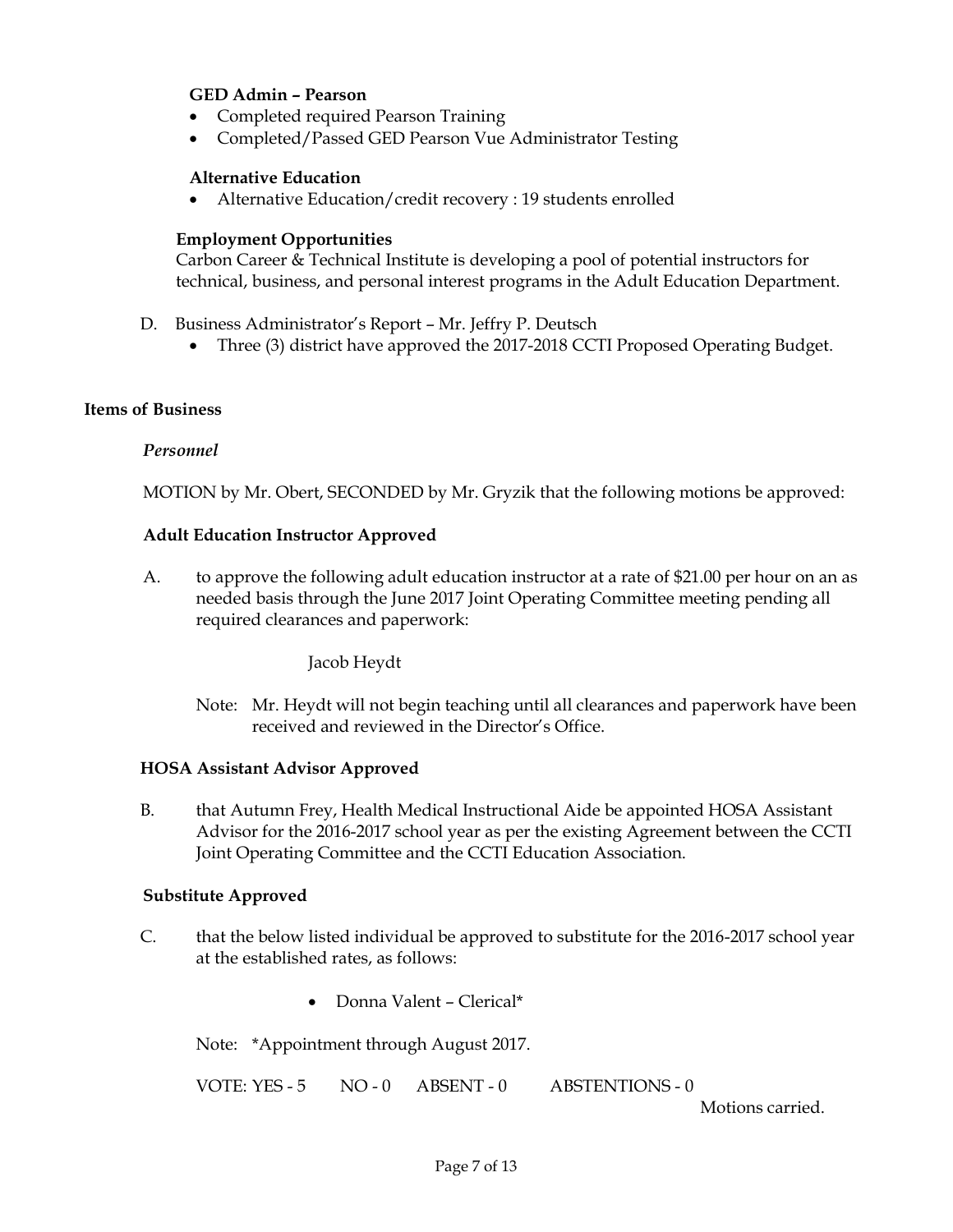**GED Admin – Pearson**

- Completed required Pearson Training
- Completed/Passed GED Pearson Vue Administrator Testing

**Alternative Education**

- Alternative Education/credit recovery : 19 students enrolled

**Employment Opportunities**

Carbon Career & Technical Institute is developing a pool of potential instructors for technical, business, and personal interest programs in the Adult Education Department.

D. Business Administrator's Report – Mr. Jeffry P. Deutsch
   - Three (3) district have approved the 2017-2018 CCTI Proposed Operating Budget.

## Items of Business

*Personnel*

MOTION by Mr. Obert, SECONDED by Mr. Gryzik that the following motions be approved:

**Adult Education Instructor Approved**

A. to approve the following adult education instructor at a rate of $21.00 per hour on an as needed basis through the June 2017 Joint Operating Committee meeting pending all required clearances and paperwork:

Jacob Heydt

Note: Mr. Heydt will not begin teaching until all clearances and paperwork have been received and reviewed in the Director's Office.

**HOSA Assistant Advisor Approved**

B. that Autumn Frey, Health Medical Instructional Aide be appointed HOSA Assistant Advisor for the 2016-2017 school year as per the existing Agreement between the CCTI Joint Operating Committee and the CCTI Education Association.

**Substitute Approved**

C. that the below listed individual be approved to substitute for the 2016-2017 school year at the established rates, as follows:

- Donna Valent – Clerical*

Note: *Appointment through August 2017.

VOTE: YES - 5 NO - 0 ABSENT - 0 ABSTENTIONS - 0

Motions carried.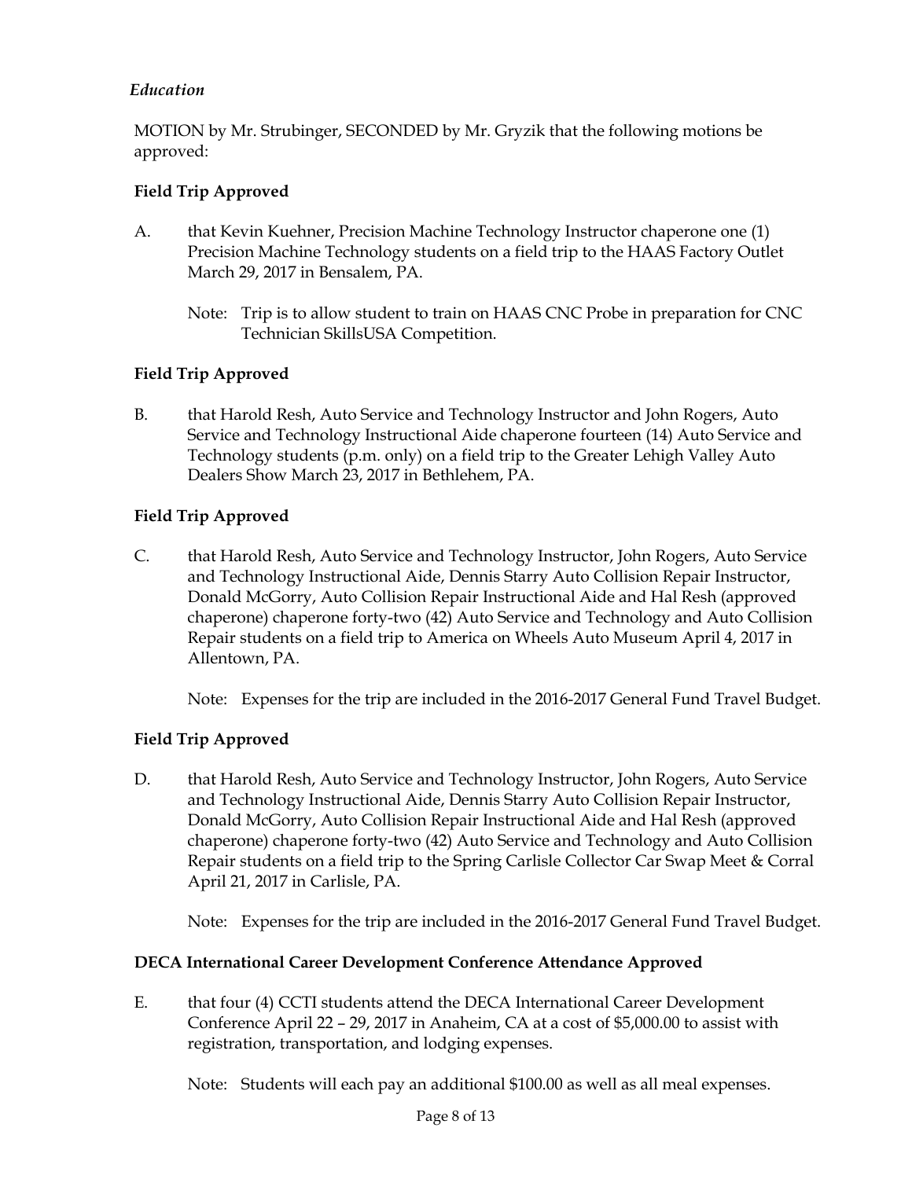*Education*

MOTION by Mr. Strubinger, SECONDED by Mr. Gryzik that the following motions be approved:

**Field Trip Approved**

A. that Kevin Kuehner, Precision Machine Technology Instructor chaperone one (1) Precision Machine Technology students on a field trip to the HAAS Factory Outlet March 29, 2017 in Bensalem, PA.

Note: Trip is to allow student to train on HAAS CNC Probe in preparation for CNC Technician SkillsUSA Competition.

**Field Trip Approved**

B. that Harold Resh, Auto Service and Technology Instructor and John Rogers, Auto Service and Technology Instructional Aide chaperone fourteen (14) Auto Service and Technology students (p.m. only) on a field trip to the Greater Lehigh Valley Auto Dealers Show March 23, 2017 in Bethlehem, PA.

**Field Trip Approved**

C. that Harold Resh, Auto Service and Technology Instructor, John Rogers, Auto Service and Technology Instructional Aide, Dennis Starry Auto Collision Repair Instructor, Donald McGorry, Auto Collision Repair Instructional Aide and Hal Resh (approved chaperone) chaperone forty-two (42) Auto Service and Technology and Auto Collision Repair students on a field trip to America on Wheels Auto Museum April 4, 2017 in Allentown, PA.

Note: Expenses for the trip are included in the 2016-2017 General Fund Travel Budget.

**Field Trip Approved**

D. that Harold Resh, Auto Service and Technology Instructor, John Rogers, Auto Service and Technology Instructional Aide, Dennis Starry Auto Collision Repair Instructor, Donald McGorry, Auto Collision Repair Instructional Aide and Hal Resh (approved chaperone) chaperone forty-two (42) Auto Service and Technology and Auto Collision Repair students on a field trip to the Spring Carlisle Collector Car Swap Meet & Corral April 21, 2017 in Carlisle, PA.

Note: Expenses for the trip are included in the 2016-2017 General Fund Travel Budget.

**DECA International Career Development Conference Attendance Approved**

E. that four (4) CCTI students attend the DECA International Career Development Conference April 22 – 29, 2017 in Anaheim, CA at a cost of $5,000.00 to assist with registration, transportation, and lodging expenses.

Note: Students will each pay an additional $100.00 as well as all meal expenses.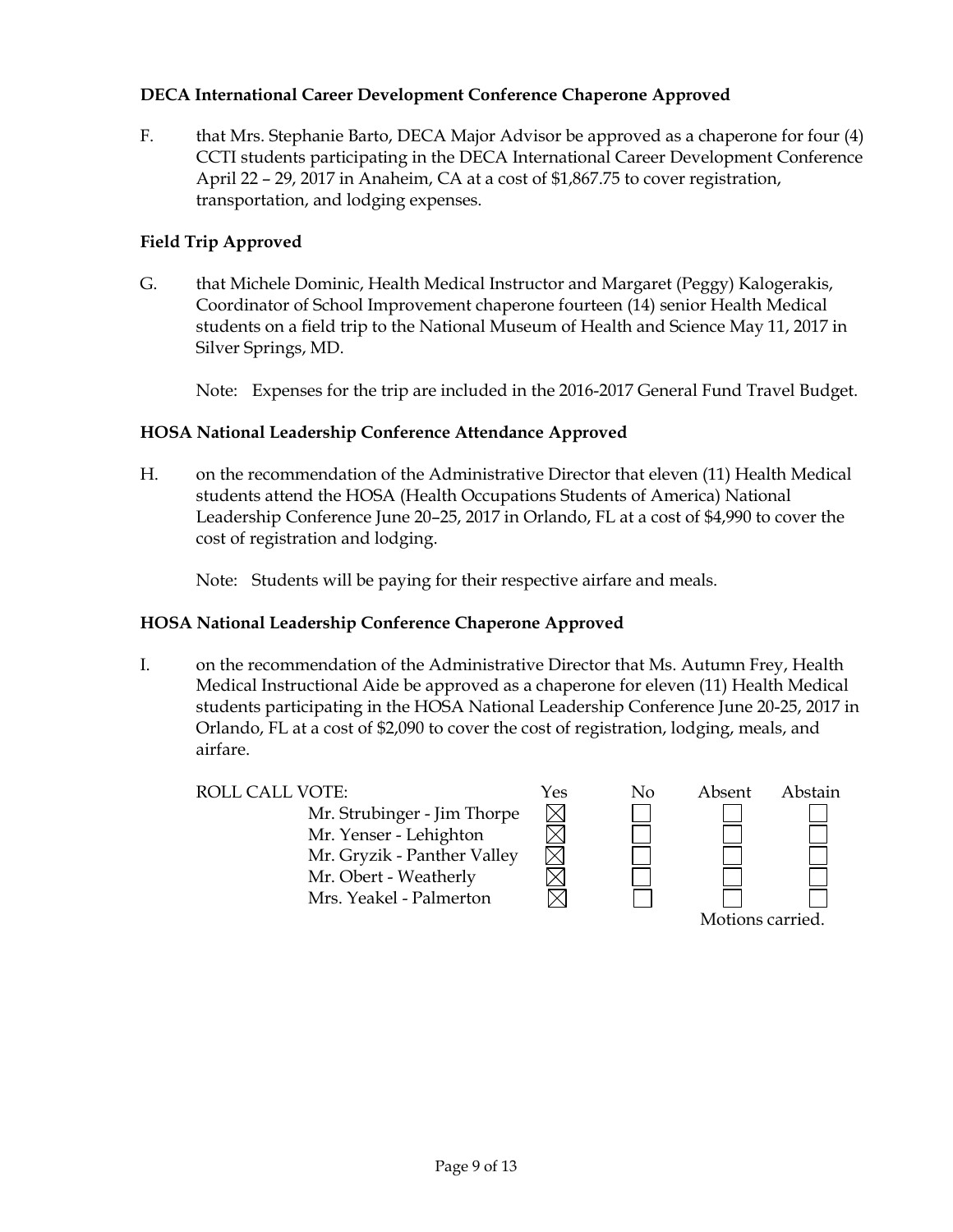**DECA International Career Development Conference Chaperone Approved**

F. that Mrs. Stephanie Barto, DECA Major Advisor be approved as a chaperone for four (4) CCTI students participating in the DECA International Career Development Conference April 22 – 29, 2017 in Anaheim, CA at a cost of $1,867.75 to cover registration, transportation, and lodging expenses.

**Field Trip Approved**

G. that Michele Dominic, Health Medical Instructor and Margaret (Peggy) Kalogerakis, Coordinator of School Improvement chaperone fourteen (14) senior Health Medical students on a field trip to the National Museum of Health and Science May 11, 2017 in Silver Springs, MD.

Note: Expenses for the trip are included in the 2016-2017 General Fund Travel Budget.

**HOSA National Leadership Conference Attendance Approved**

H. on the recommendation of the Administrative Director that eleven (11) Health Medical students attend the HOSA (Health Occupations Students of America) National Leadership Conference June 20–25, 2017 in Orlando, FL at a cost of $4,990 to cover the cost of registration and lodging.

Note: Students will be paying for their respective airfare and meals.

**HOSA National Leadership Conference Chaperone Approved**

I. on the recommendation of the Administrative Director that Ms. Autumn Frey, Health Medical Instructional Aide be approved as a chaperone for eleven (11) Health Medical students participating in the HOSA National Leadership Conference June 20-25, 2017 in Orlando, FL at a cost of $2,090 to cover the cost of registration, lodging, meals, and airfare.

| ROLL CALL VOTE: | Yes | No | Absent | Abstain |
|---|---|---|---|---|
| Mr. Strubinger - Jim Thorpe | ☒ | ☐ | ☐ | ☐ |
| Mr. Yenser - Lehighton | ☒ | ☐ | ☐ | ☐ |
| Mr. Gryzik - Panther Valley | ☒ | ☐ | ☐ | ☐ |
| Mr. Obert - Weatherly | ☒ | ☐ | ☐ | ☐ |
| Mrs. Yeakel - Palmerton | ☒ | ☐ | ☐ | ☐ |

Motions carried.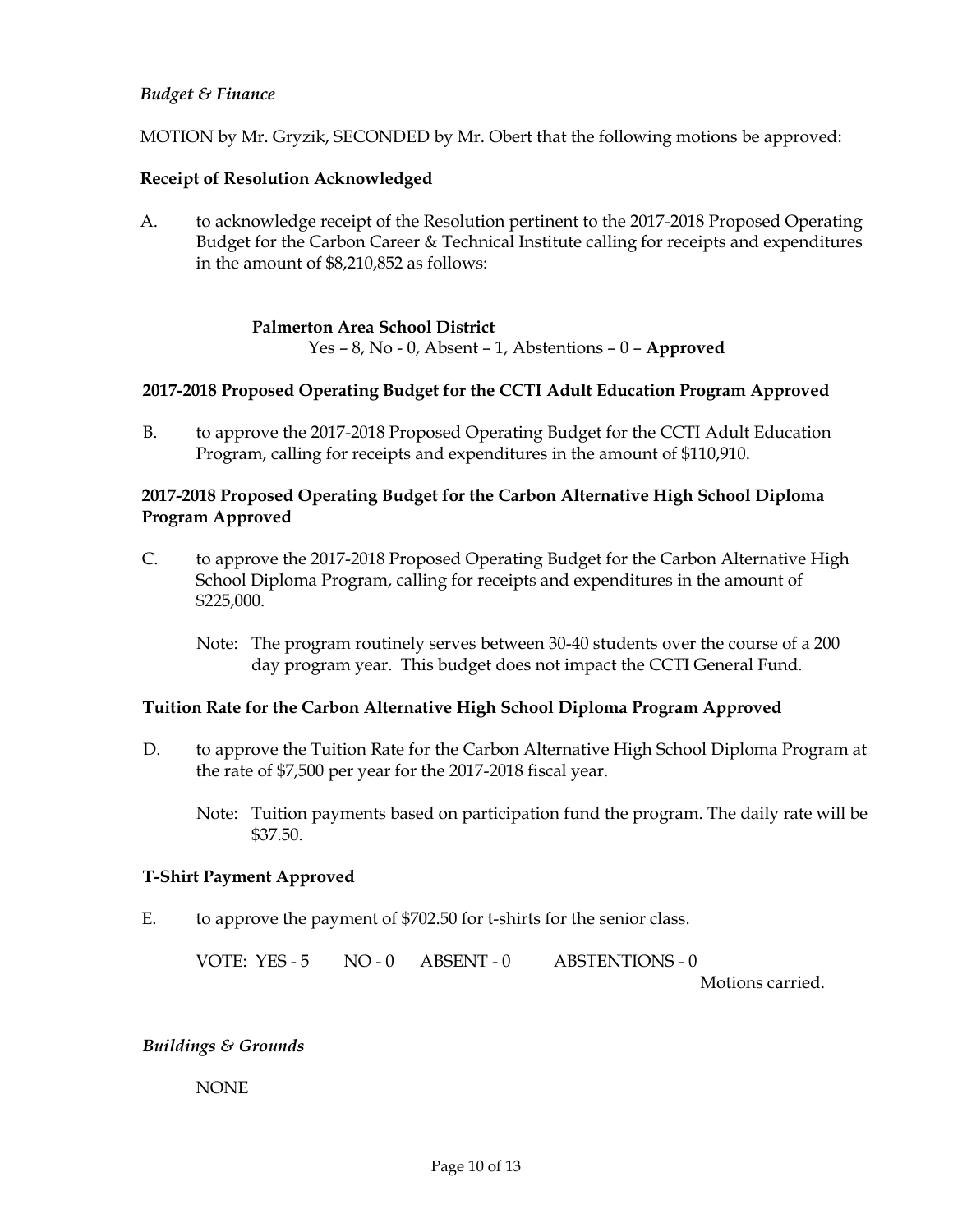*Budget & Finance*

MOTION by Mr. Gryzik, SECONDED by Mr. Obert that the following motions be approved:

**Receipt of Resolution Acknowledged**

A. to acknowledge receipt of the Resolution pertinent to the 2017-2018 Proposed Operating Budget for the Carbon Career & Technical Institute calling for receipts and expenditures in the amount of $8,210,852 as follows:

**Palmerton Area School District**
Yes – 8, No - 0, Absent – 1, Abstentions – 0 – **Approved**

**2017-2018 Proposed Operating Budget for the CCTI Adult Education Program Approved**

B. to approve the 2017-2018 Proposed Operating Budget for the CCTI Adult Education Program, calling for receipts and expenditures in the amount of $110,910.

**2017-2018 Proposed Operating Budget for the Carbon Alternative High School Diploma Program Approved**

C. to approve the 2017-2018 Proposed Operating Budget for the Carbon Alternative High School Diploma Program, calling for receipts and expenditures in the amount of $225,000.

Note: The program routinely serves between 30-40 students over the course of a 200 day program year. This budget does not impact the CCTI General Fund.

**Tuition Rate for the Carbon Alternative High School Diploma Program Approved**

D. to approve the Tuition Rate for the Carbon Alternative High School Diploma Program at the rate of $7,500 per year for the 2017-2018 fiscal year.

Note: Tuition payments based on participation fund the program. The daily rate will be $37.50.

**T-Shirt Payment Approved**

E. to approve the payment of $702.50 for t-shirts for the senior class.

VOTE: YES - 5 NO - 0 ABSENT - 0 ABSTENTIONS - 0

Motions carried.

*Buildings & Grounds*

NONE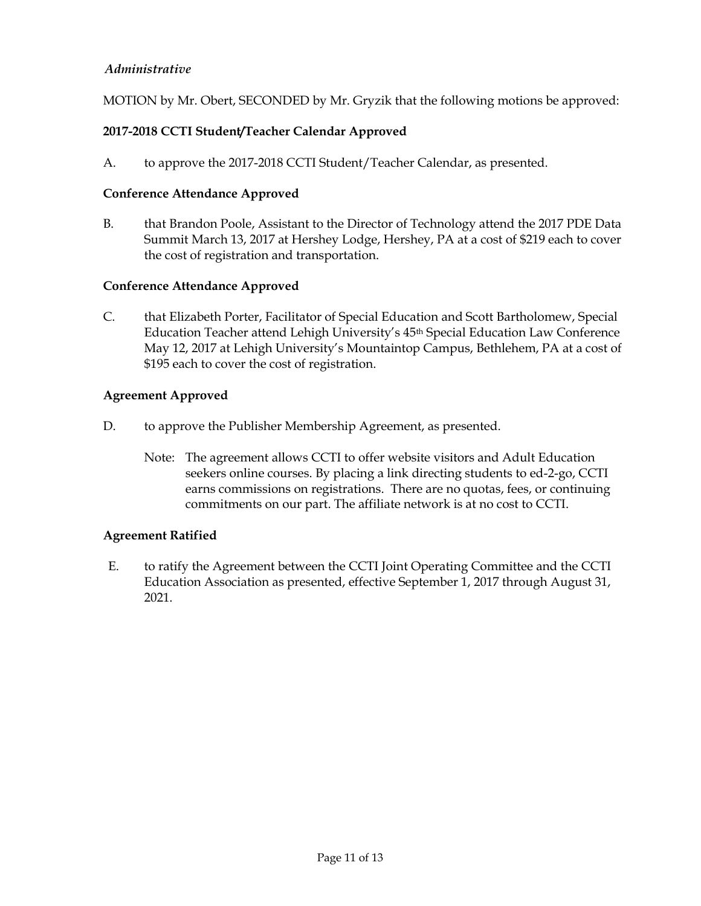*Administrative*

MOTION by Mr. Obert, SECONDED by Mr. Gryzik that the following motions be approved:

**2017-2018 CCTI Student/Teacher Calendar Approved**

A. to approve the 2017-2018 CCTI Student/Teacher Calendar, as presented.

**Conference Attendance Approved**

B. that Brandon Poole, Assistant to the Director of Technology attend the 2017 PDE Data Summit March 13, 2017 at Hershey Lodge, Hershey, PA at a cost of $219 each to cover the cost of registration and transportation.

**Conference Attendance Approved**

C. that Elizabeth Porter, Facilitator of Special Education and Scott Bartholomew, Special Education Teacher attend Lehigh University's 45th Special Education Law Conference May 12, 2017 at Lehigh University's Mountaintop Campus, Bethlehem, PA at a cost of $195 each to cover the cost of registration.

**Agreement Approved**

D. to approve the Publisher Membership Agreement, as presented.

Note: The agreement allows CCTI to offer website visitors and Adult Education seekers online courses. By placing a link directing students to ed-2-go, CCTI earns commissions on registrations. There are no quotas, fees, or continuing commitments on our part. The affiliate network is at no cost to CCTI.

**Agreement Ratified**

E. to ratify the Agreement between the CCTI Joint Operating Committee and the CCTI Education Association as presented, effective September 1, 2017 through August 31, 2021.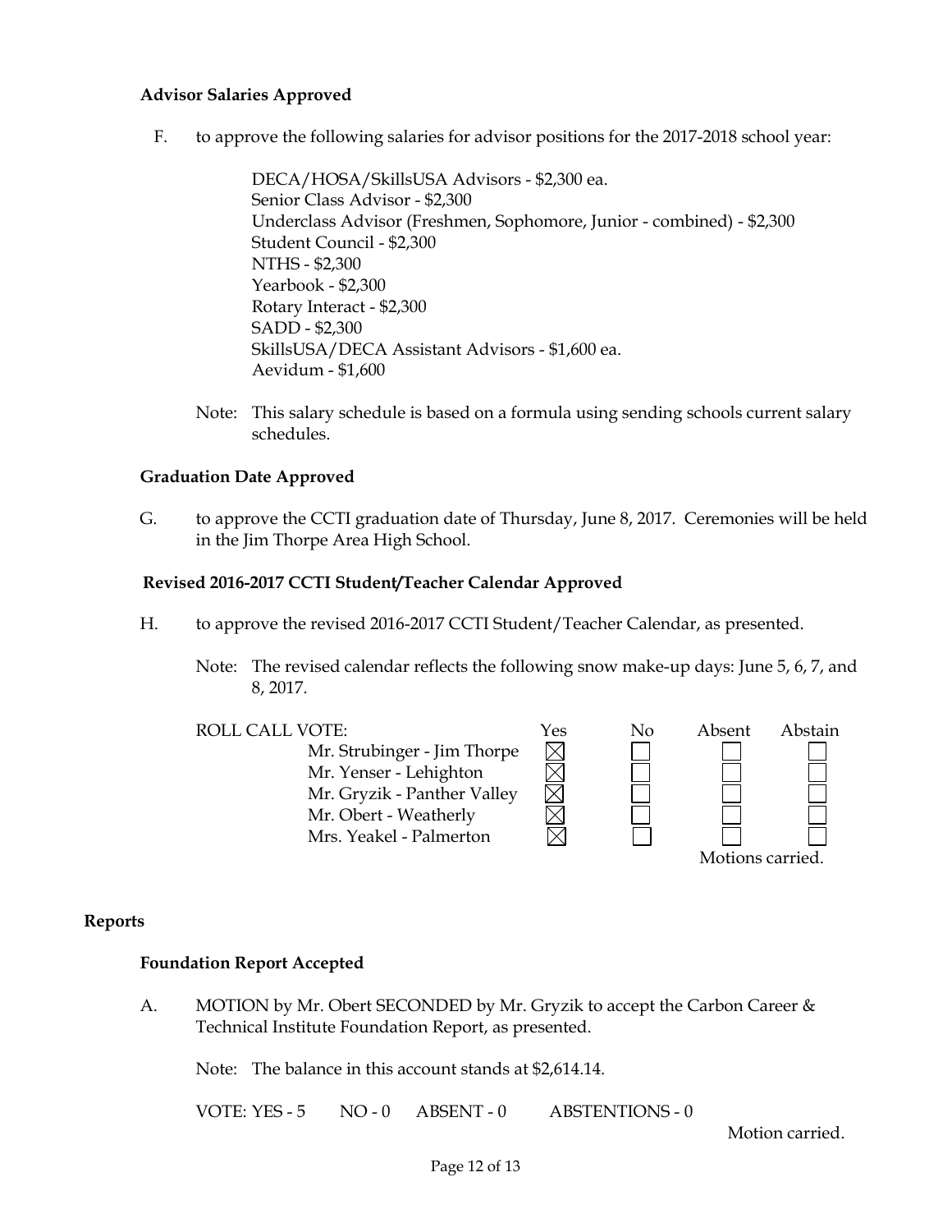### Advisor Salaries Approved

F. to approve the following salaries for advisor positions for the 2017-2018 school year:

DECA/HOSA/SkillsUSA Advisors - $2,300 ea.
Senior Class Advisor - $2,300
Underclass Advisor (Freshmen, Sophomore, Junior - combined) - $2,300
Student Council - $2,300
NTHS - $2,300
Yearbook - $2,300
Rotary Interact - $2,300
SADD - $2,300
SkillsUSA/DECA Assistant Advisors - $1,600 ea.
Aevidum - $1,600

Note: This salary schedule is based on a formula using sending schools current salary schedules.

### Graduation Date Approved

G. to approve the CCTI graduation date of Thursday, June 8, 2017. Ceremonies will be held in the Jim Thorpe Area High School.

### Revised 2016-2017 CCTI Student/Teacher Calendar Approved

H. to approve the revised 2016-2017 CCTI Student/Teacher Calendar, as presented.

Note: The revised calendar reflects the following snow make-up days: June 5, 6, 7, and 8, 2017.

| ROLL CALL VOTE: | Yes | No | Absent | Abstain |
|---|---|---|---|---|
| Mr. Strubinger - Jim Thorpe | ☒ | ☐ | ☐ | ☐ |
| Mr. Yenser - Lehighton | ☒ | ☐ | ☐ | ☐ |
| Mr. Gryzik - Panther Valley | ☒ | ☐ | ☐ | ☐ |
| Mr. Obert - Weatherly | ☒ | ☐ | ☐ | ☐ |
| Mrs. Yeakel - Palmerton | ☒ | ☐ | ☐ | ☐ |

Motions carried.

## Reports

### Foundation Report Accepted

A. MOTION by Mr. Obert SECONDED by Mr. Gryzik to accept the Carbon Career & Technical Institute Foundation Report, as presented.

Note: The balance in this account stands at $2,614.14.

VOTE: YES - 5 NO - 0 ABSENT - 0 ABSTENTIONS - 0

Motion carried.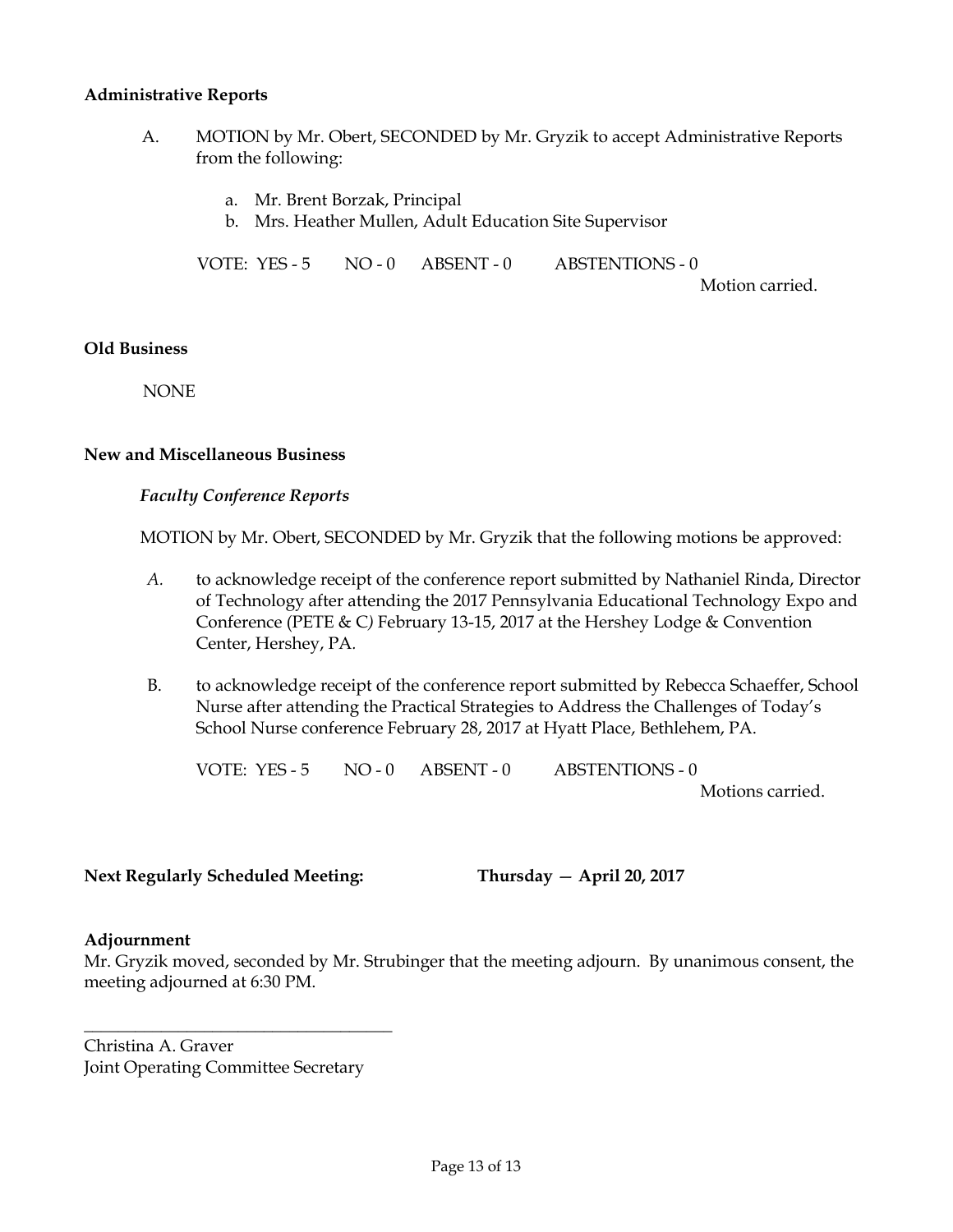**Administrative Reports**

A. MOTION by Mr. Obert, SECONDED by Mr. Gryzik to accept Administrative Reports from the following:

   a. Mr. Brent Borzak, Principal
   b. Mrs. Heather Mullen, Adult Education Site Supervisor

   VOTE: YES - 5 NO - 0 ABSENT - 0 ABSTENTIONS - 0

   Motion carried.

**Old Business**

NONE

**New and Miscellaneous Business**

***Faculty Conference Reports***

MOTION by Mr. Obert, SECONDED by Mr. Gryzik that the following motions be approved:

*A.* to acknowledge receipt of the conference report submitted by Nathaniel Rinda, Director of Technology after attending the 2017 Pennsylvania Educational Technology Expo and Conference (PETE & C*)* February 13-15, 2017 at the Hershey Lodge & Convention Center, Hershey, PA.

B. to acknowledge receipt of the conference report submitted by Rebecca Schaeffer, School Nurse after attending the Practical Strategies to Address the Challenges of Today's School Nurse conference February 28, 2017 at Hyatt Place, Bethlehem, PA.

   VOTE: YES - 5 NO - 0 ABSENT - 0 ABSTENTIONS - 0

   Motions carried.

**Next Regularly Scheduled Meeting: Thursday — April 20, 2017**

**Adjournment**

Mr. Gryzik moved, seconded by Mr. Strubinger that the meeting adjourn. By unanimous consent, the meeting adjourned at 6:30 PM.

\_\_\_\_\_\_\_\_\_\_\_\_\_\_\_\_\_\_\_\_\_\_\_\_\_\_\_\_\_\_\_\_\_\_\_\_\_\_

Christina A. Graver
Joint Operating Committee Secretary